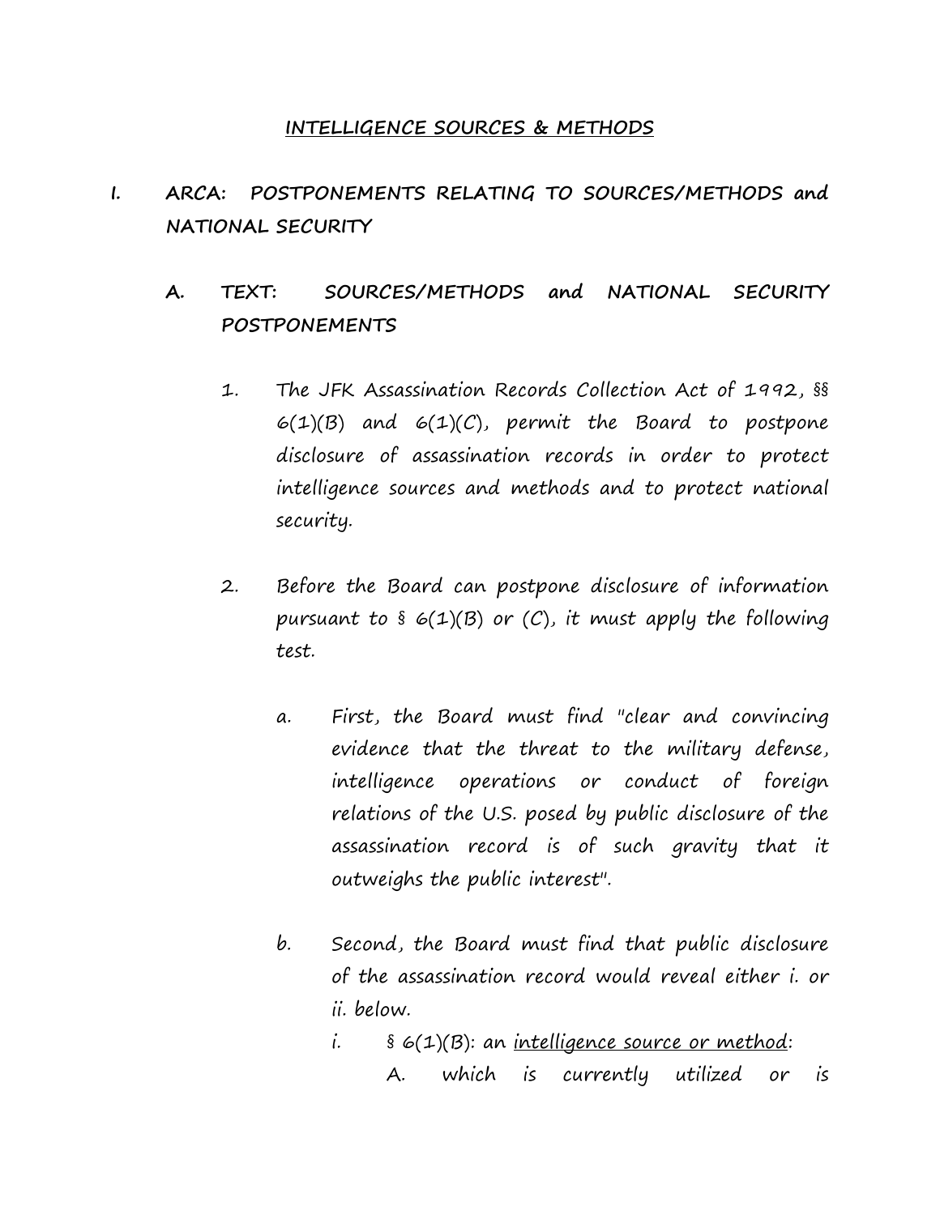# INTELLIGENCE SOURCES & METHODS

## I. ARCA: POSTPONEMENTS RELATING TO SOURCES/METHODS and NATIONAL SECURITY

### A. TEXT: SOURCES/METHODS and NATIONAL SECURITY POSTPONEMENTS

1. The JFK Assassination Records Collection Act of 1992, §§ 6(1)(B) and 6(1)(C), permit the Board to postpone disclosure of assassination records in order to protect intelligence sources and methods and to protect national security.

2. Before the Board can postpone disclosure of information pursuant to § 6(1)(B) or (C), it must apply the following test.

   a. First, the Board must find "clear and convincing evidence that the threat to the military defense, intelligence operations or conduct of foreign relations of the U.S. posed by public disclosure of the assassination record is of such gravity that it outweighs the public interest".

   b. Second, the Board must find that public disclosure of the assassination record would reveal either i. or ii. below.

      i. § 6(1)(B): an <u>intelligence source or method</u>:

         A. which is currently utilized or is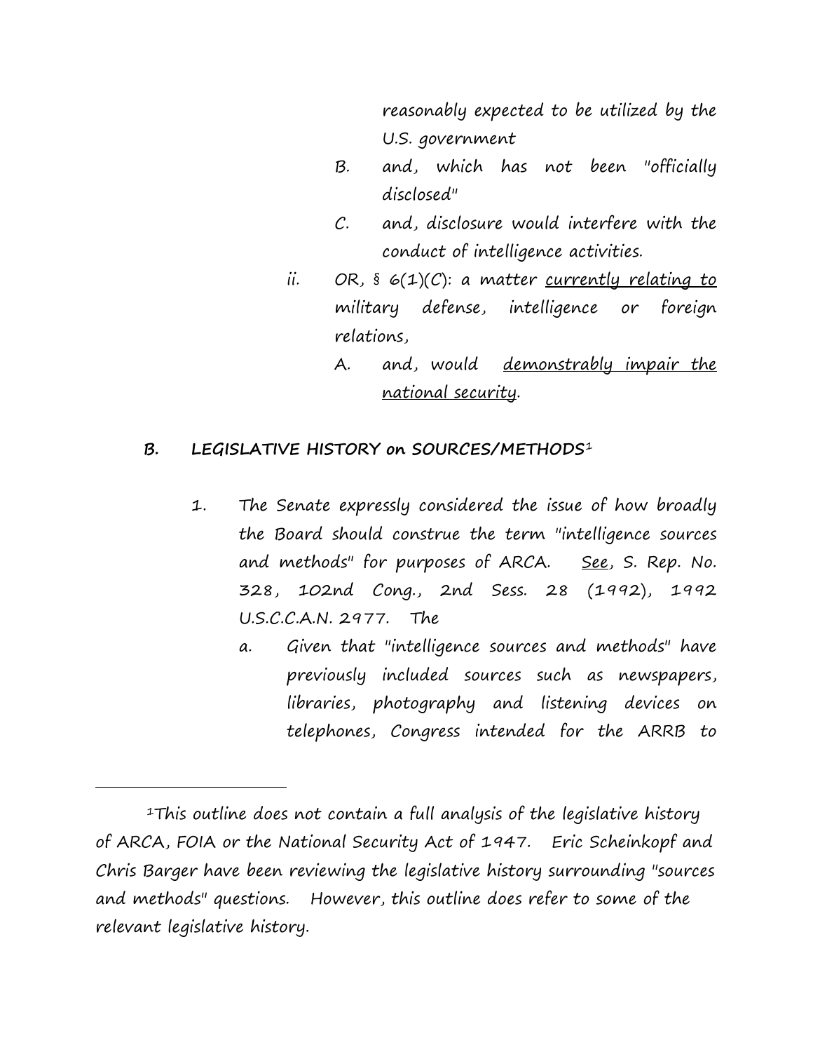reasonably expected to be utilized by the U.S. government

B. and, which has not been "officially disclosed"

C. and, disclosure would interfere with the conduct of intelligence activities.

ii. OR, § 6(1)(C): a matter <u>currently relating to</u> military defense, intelligence or foreign relations,

A. and, would <u>demonstrably impair the national security</u>.

**B. LEGISLATIVE HISTORY on SOURCES/METHODS**[1]

1. The Senate expressly considered the issue of how broadly the Board should construe the term "intelligence sources and methods" for purposes of ARCA. <u>See</u>, S. Rep. No. 328, 102nd Cong., 2nd Sess. 28 (1992), 1992 U.S.C.C.A.N. 2977. The

   a. Given that "intelligence sources and methods" have previously included sources such as newspapers, libraries, photography and listening devices on telephones, Congress intended for the ARRB to

---

[1]This outline does not contain a full analysis of the legislative history of ARCA, FOIA or the National Security Act of 1947. Eric Scheinkopf and Chris Barger have been reviewing the legislative history surrounding "sources and methods" questions. However, this outline does refer to some of the relevant legislative history.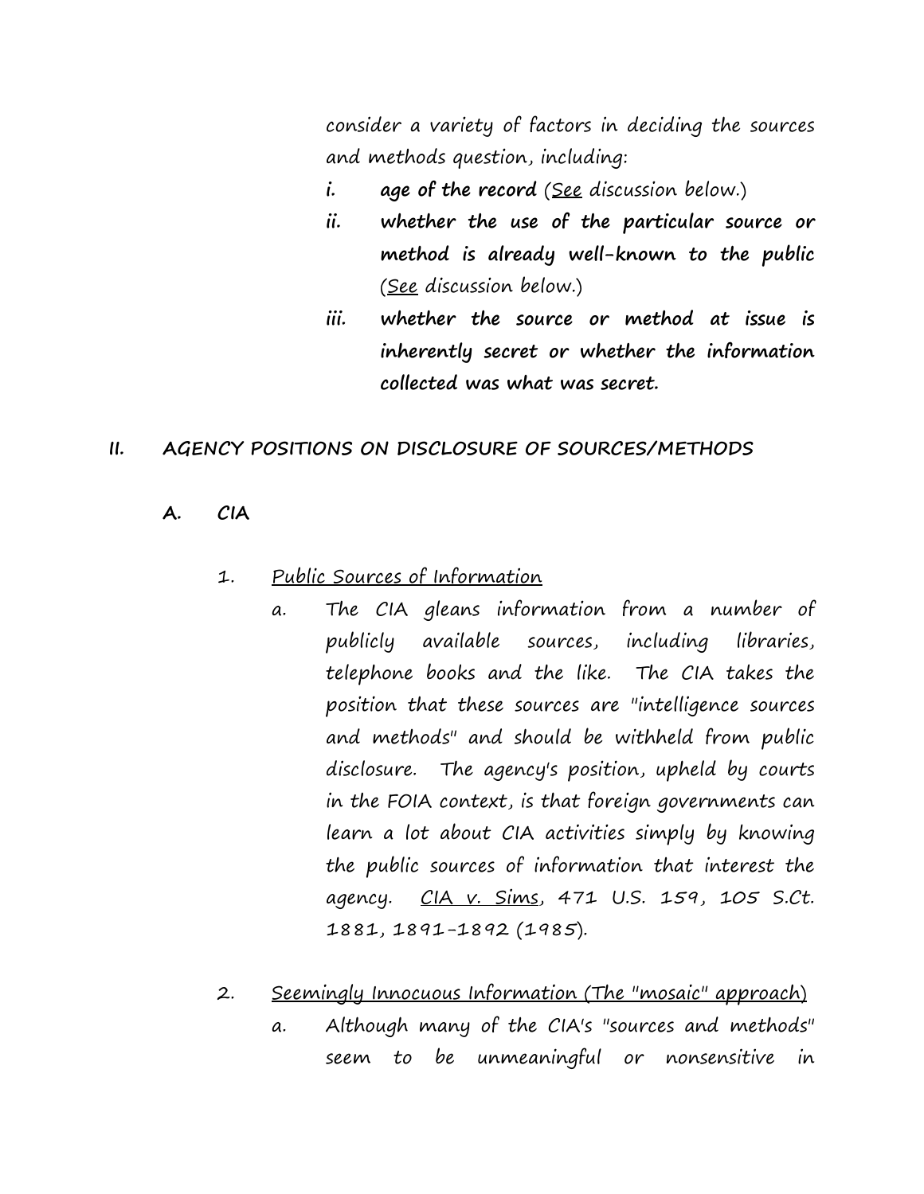consider a variety of factors in deciding the sources and methods question, including:

- ***i.*** **age of the record** (<u>See</u> discussion below.)
- ***ii.*** **whether the use of the particular source or method is already well-known to the public** (<u>See</u> discussion below.)
- ***iii.*** **whether the source or method at issue is inherently secret or whether the information collected was what was secret.**

## II. AGENCY POSITIONS ON DISCLOSURE OF SOURCES/METHODS

### A. CIA

1. <u>Public Sources of Information</u>

   a. The CIA gleans information from a number of publicly available sources, including libraries, telephone books and the like. The CIA takes the position that these sources are "intelligence sources and methods" and should be withheld from public disclosure. The agency's position, upheld by courts in the FOIA context, is that foreign governments can learn a lot about CIA activities simply by knowing the public sources of information that interest the agency. <u>CIA v. Sims</u>, 471 U.S. 159, 105 S.Ct. 1881, 1891-1892 (1985).

2. <u>Seemingly Innocuous Information (The "mosaic" approach)</u>

   a. Although many of the CIA's "sources and methods" seem to be unmeaningful or nonsensitive in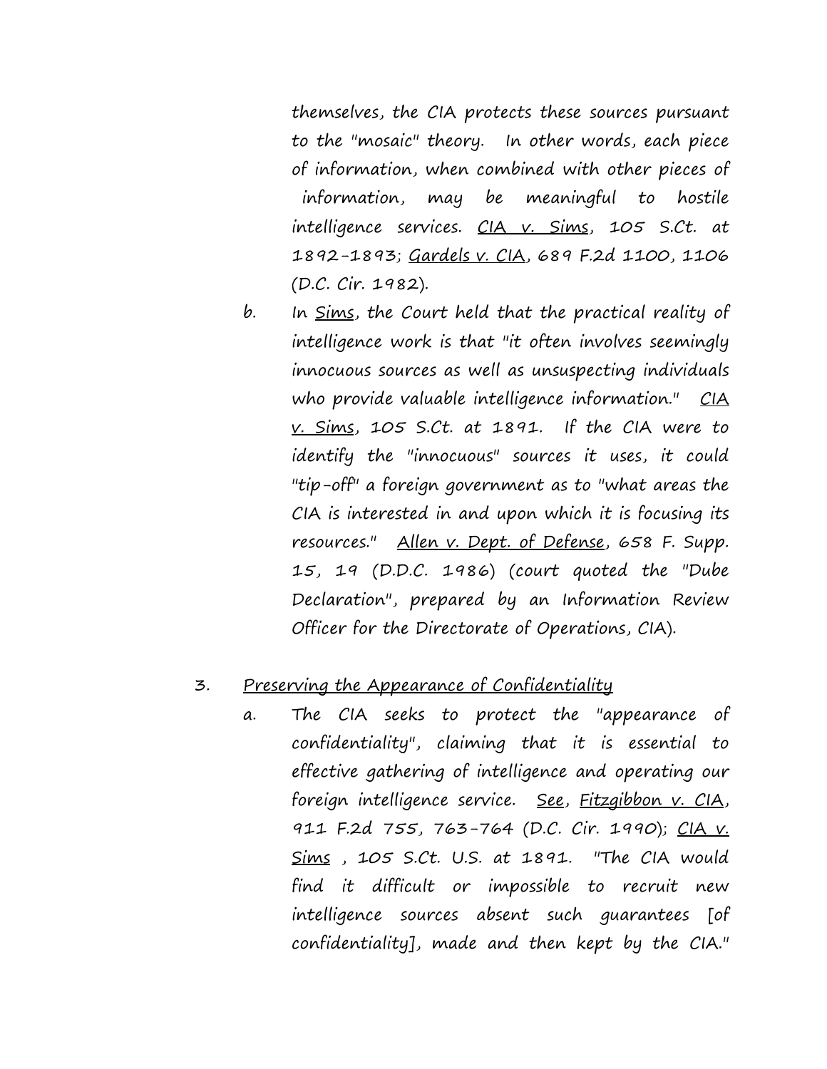themselves, the CIA protects these sources pursuant to the "mosaic" theory. In other words, each piece of information, when combined with other pieces of information, may be meaningful to hostile intelligence services. <u>CIA v. Sims</u>, 105 S.Ct. at 1892-1893; <u>Gardels v. CIA</u>, 689 F.2d 1100, 1106 (D.C. Cir. 1982).

b. In <u>Sims</u>, the Court held that the practical reality of intelligence work is that "it often involves seemingly innocuous sources as well as unsuspecting individuals who provide valuable intelligence information." <u>CIA v. Sims</u>, 105 S.Ct. at 1891. If the CIA were to identify the "innocuous" sources it uses, it could "tip-off" a foreign government as to "what areas the CIA is interested in and upon which it is focusing its resources." <u>Allen v. Dept. of Defense</u>, 658 F. Supp. 15, 19 (D.D.C. 1986) (court quoted the "Dube Declaration", prepared by an Information Review Officer for the Directorate of Operations, CIA).

3. <u>Preserving the Appearance of Confidentiality</u>

a. The CIA seeks to protect the "appearance of confidentiality", claiming that it is essential to effective gathering of intelligence and operating our foreign intelligence service. <u>See</u>, <u>Fitzgibbon v. CIA</u>, 911 F.2d 755, 763-764 (D.C. Cir. 1990); <u>CIA v. Sims</u> , 105 S.Ct. U.S. at 1891. "The CIA would find it difficult or impossible to recruit new intelligence sources absent such guarantees [of confidentiality], made and then kept by the CIA."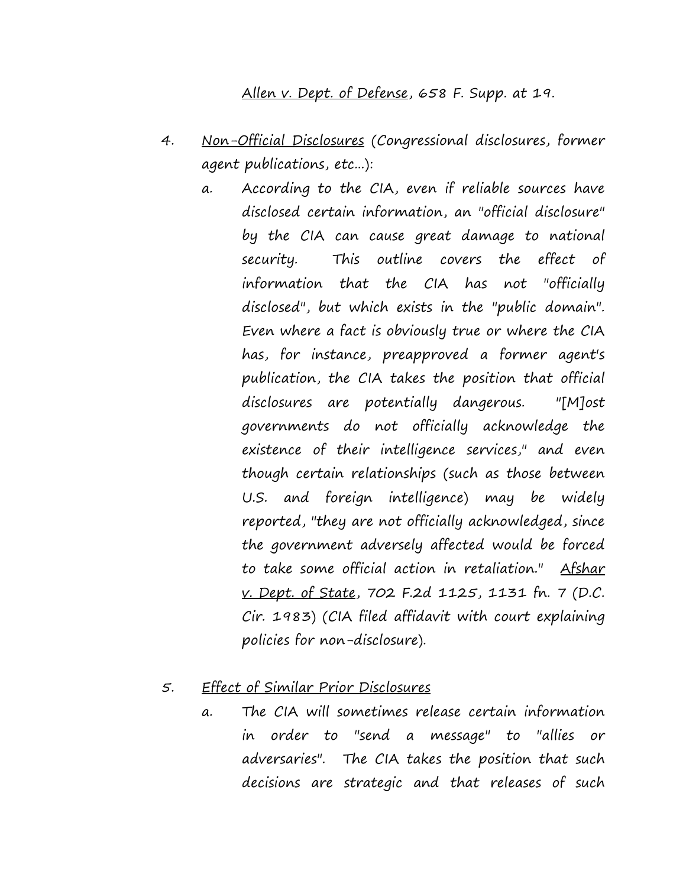<u>Allen v. Dept. of Defense</u>, 658 F. Supp. at 19.

4. <u>Non-Official Disclosures</u> (Congressional disclosures, former agent publications, etc...):

   a. According to the CIA, even if reliable sources have disclosed certain information, an "official disclosure" by the CIA can cause great damage to national security. This outline covers the effect of information that the CIA has not "officially disclosed", but which exists in the "public domain". Even where a fact is obviously true or where the CIA has, for instance, preapproved a former agent's publication, the CIA takes the position that official disclosures are potentially dangerous. "[M]ost governments do not officially acknowledge the existence of their intelligence services," and even though certain relationships (such as those between U.S. and foreign intelligence) may be widely reported, "they are not officially acknowledged, since the government adversely affected would be forced to take some official action in retaliation." <u>Afshar v. Dept. of State</u>, 702 F.2d 1125, 1131 fn. 7 (D.C. Cir. 1983) (CIA filed affidavit with court explaining policies for non-disclosure).

5. <u>Effect of Similar Prior Disclosures</u>

   a. The CIA will sometimes release certain information in order to "send a message" to "allies or adversaries". The CIA takes the position that such decisions are strategic and that releases of such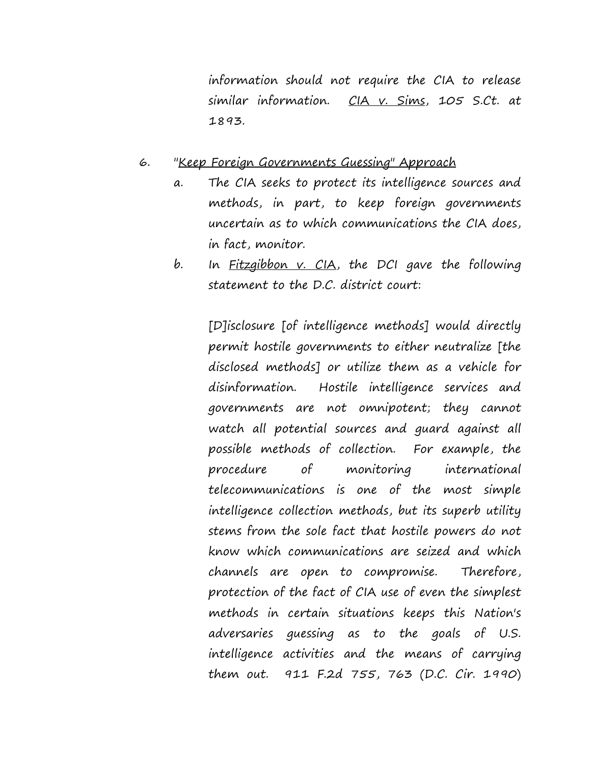information should not require the CIA to release similar information. <u>CIA v. Sims</u>, 105 S.Ct. at 1893.

6. "<u>Keep Foreign Governments Guessing</u>" <u>Approach</u>

   a. The CIA seeks to protect its intelligence sources and methods, in part, to keep foreign governments uncertain as to which communications the CIA does, in fact, monitor.

   b. In <u>Fitzgibbon v. CIA</u>, the DCI gave the following statement to the D.C. district court:

      [D]isclosure [of intelligence methods] would directly permit hostile governments to either neutralize [the disclosed methods] or utilize them as a vehicle for disinformation. Hostile intelligence services and governments are not omnipotent; they cannot watch all potential sources and guard against all possible methods of collection. For example, the procedure of monitoring international telecommunications is one of the most simple intelligence collection methods, but its superb utility stems from the sole fact that hostile powers do not know which communications are seized and which channels are open to compromise. Therefore, protection of the fact of CIA use of even the simplest methods in certain situations keeps this Nation's adversaries guessing as to the goals of U.S. intelligence activities and the means of carrying them out. 911 F.2d 755, 763 (D.C. Cir. 1990)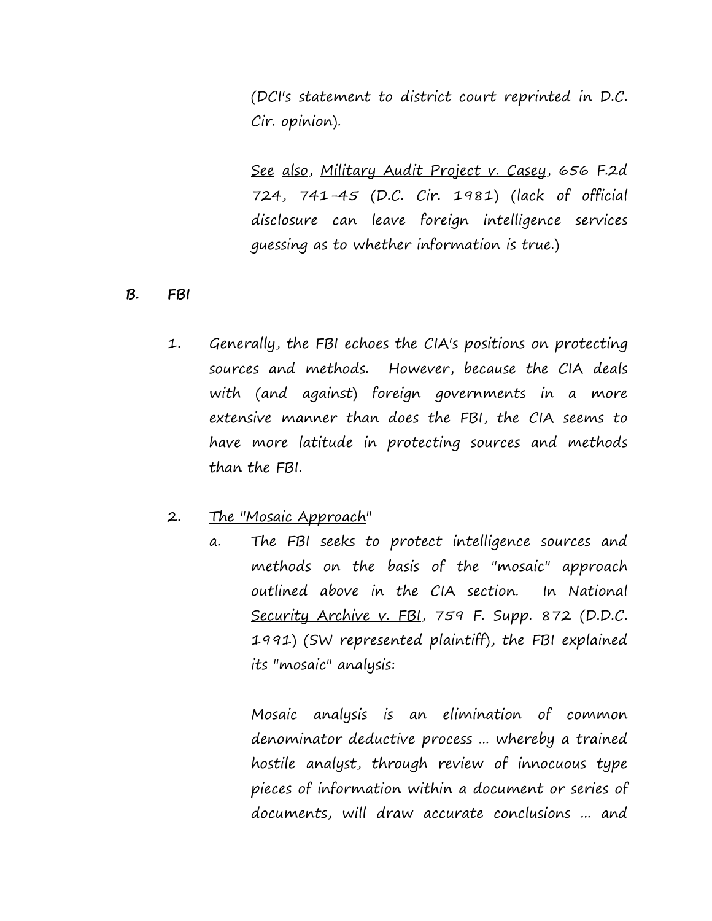(DCI's statement to district court reprinted in D.C. Cir. opinion).

See also, Military Audit Project v. Casey, 656 F.2d 724, 741-45 (D.C. Cir. 1981) (lack of official disclosure can leave foreign intelligence services guessing as to whether information is true.)

**B. FBI**

1. Generally, the FBI echoes the CIA's positions on protecting sources and methods. However, because the CIA deals with (and against) foreign governments in a more extensive manner than does the FBI, the CIA seems to have more latitude in protecting sources and methods than the FBI.

2. The "Mosaic Approach"

   a. The FBI seeks to protect intelligence sources and methods on the basis of the "mosaic" approach outlined above in the CIA section. In National Security Archive v. FBI, 759 F. Supp. 872 (D.D.C. 1991) (SW represented plaintiff), the FBI explained its "mosaic" analysis:

   Mosaic analysis is an elimination of common denominator deductive process ... whereby a trained hostile analyst, through review of innocuous type pieces of information within a document or series of documents, will draw accurate conclusions ... and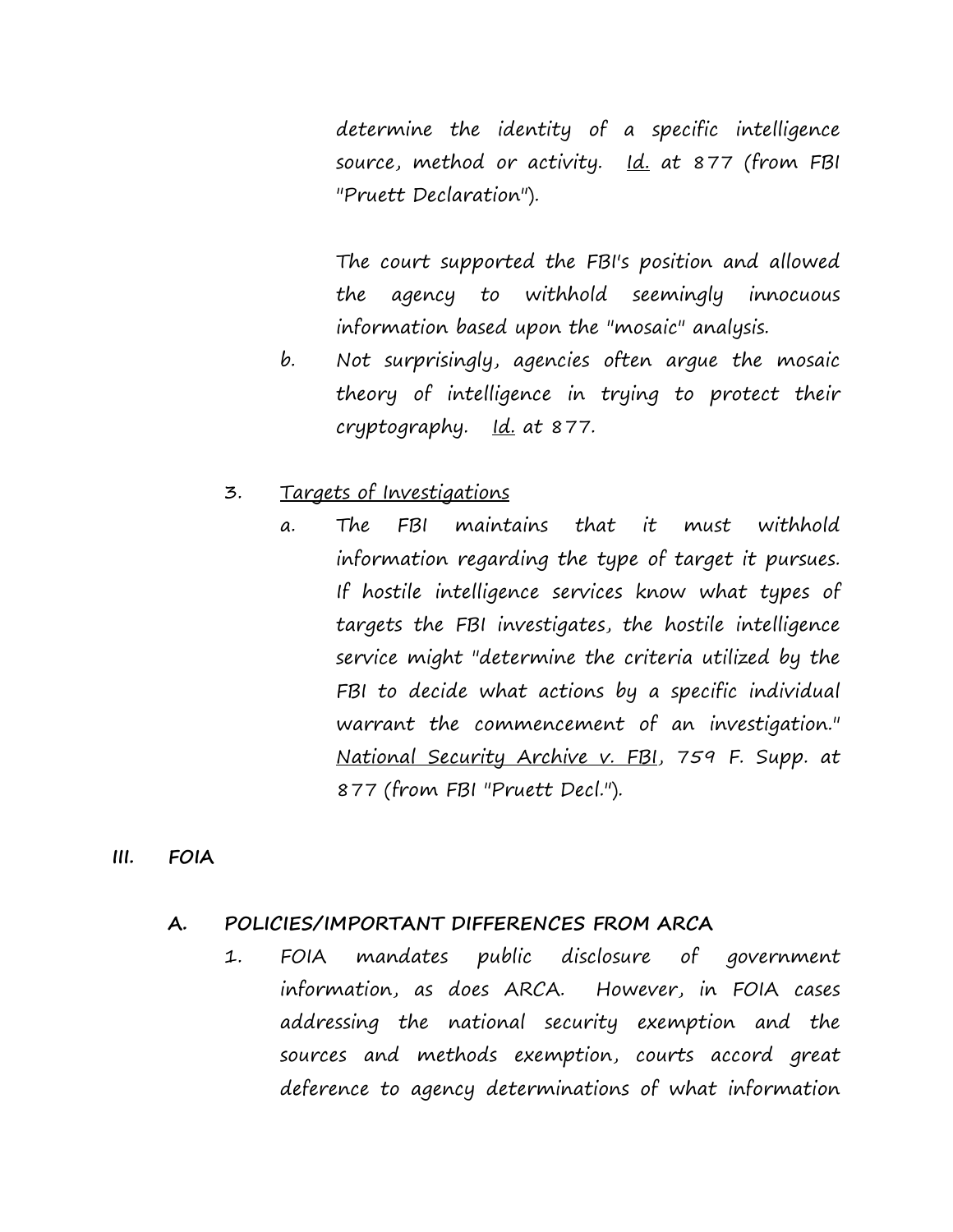determine the identity of a specific intelligence source, method or activity. Id. at 877 (from FBI "Pruett Declaration").

The court supported the FBI's position and allowed the agency to withhold seemingly innocuous information based upon the "mosaic" analysis.

b. Not surprisingly, agencies often argue the mosaic theory of intelligence in trying to protect their cryptography. Id. at 877.

3. Targets of Investigations

a. The FBI maintains that it must withhold information regarding the type of target it pursues. If hostile intelligence services know what types of targets the FBI investigates, the hostile intelligence service might "determine the criteria utilized by the FBI to decide what actions by a specific individual warrant the commencement of an investigation." National Security Archive v. FBI, 759 F. Supp. at 877 (from FBI "Pruett Decl.").

## III. FOIA

### A. POLICIES/IMPORTANT DIFFERENCES FROM ARCA

1. FOIA mandates public disclosure of government information, as does ARCA. However, in FOIA cases addressing the national security exemption and the sources and methods exemption, courts accord great deference to agency determinations of what information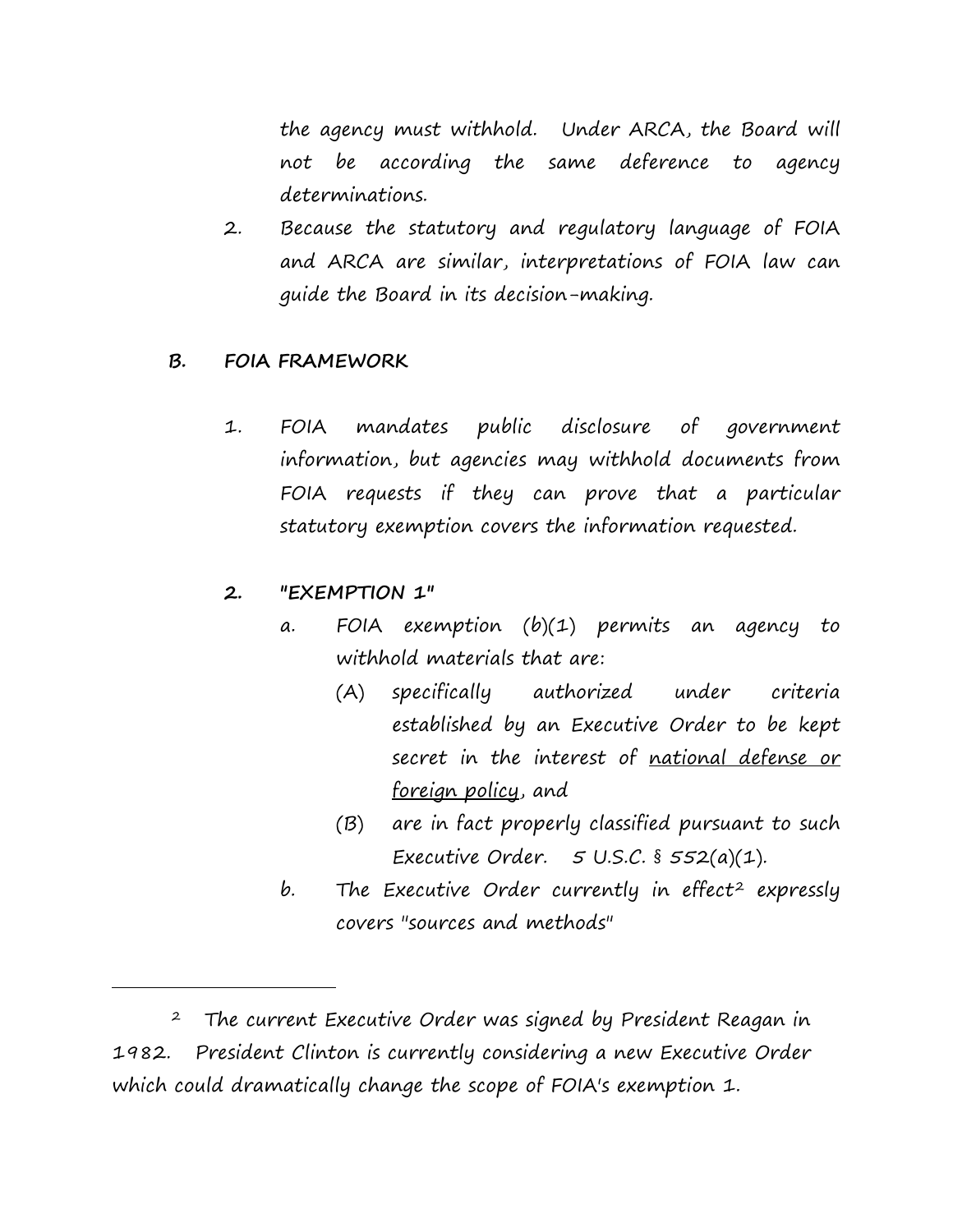the agency must withhold. Under ARCA, the Board will not be according the same deference to agency determinations.

2. Because the statutory and regulatory language of FOIA and ARCA are similar, interpretations of FOIA law can guide the Board in its decision-making.

## B. FOIA FRAMEWORK

1. FOIA mandates public disclosure of government information, but agencies may withhold documents from FOIA requests if they can prove that a particular statutory exemption covers the information requested.

2. **"EXEMPTION 1"**

   a. FOIA exemption (b)(1) permits an agency to withhold materials that are:

      (A) specifically authorized under criteria established by an Executive Order to be kept secret in the interest of <u>national defense or foreign policy</u>, and

      (B) are in fact properly classified pursuant to such Executive Order. 5 U.S.C. § 552(a)(1).

   b. The Executive Order currently in effect[2] expressly covers "sources and methods"

---

[2] The current Executive Order was signed by President Reagan in 1982. President Clinton is currently considering a new Executive Order which could dramatically change the scope of FOIA's exemption 1.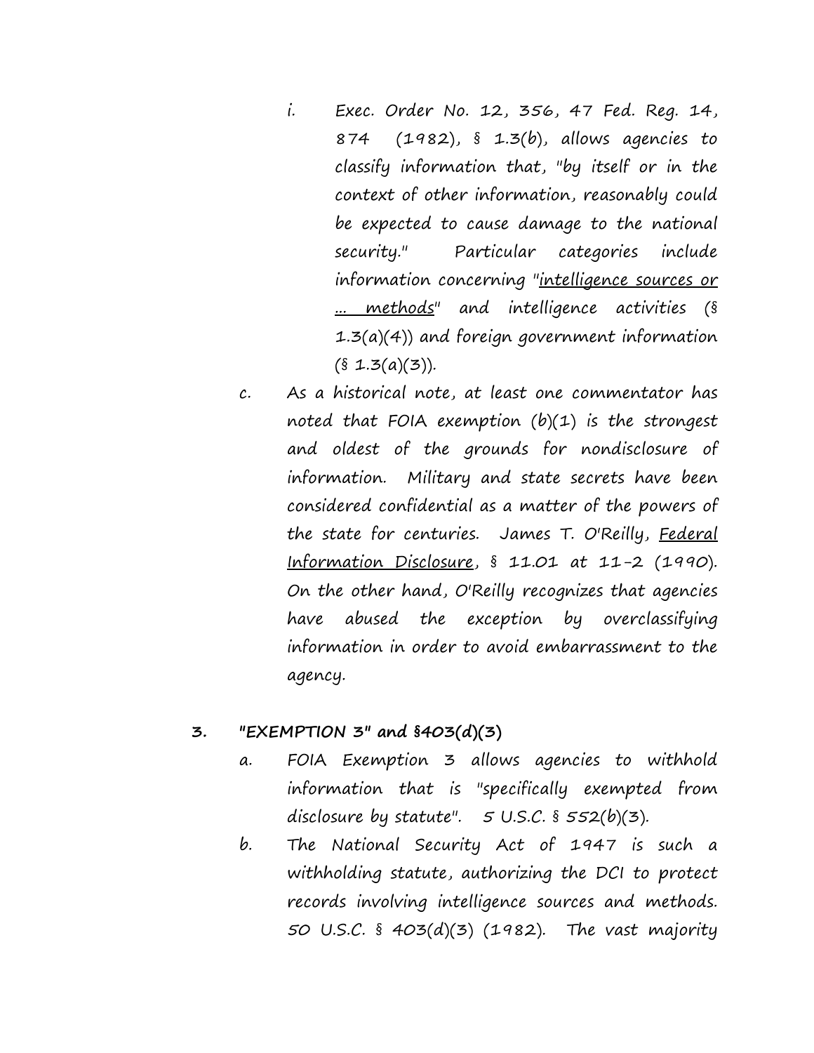i. Exec. Order No. 12, 356, 47 Fed. Reg. 14, 874 (1982), § 1.3(b), allows agencies to classify information that, "by itself or in the context of other information, reasonably could be expected to cause damage to the national security." Particular categories include information concerning "<u>intelligence sources or ... methods</u>" and intelligence activities (§ 1.3(a)(4)) and foreign government information (§ 1.3(a)(3)).

c. As a historical note, at least one commentator has noted that FOIA exemption (b)(1) is the strongest and oldest of the grounds for nondisclosure of information. Military and state secrets have been considered confidential as a matter of the powers of the state for centuries. James T. O'Reilly, <u>Federal Information Disclosure</u>, § 11.01 at 11-2 (1990). On the other hand, O'Reilly recognizes that agencies have abused the exception by overclassifying information in order to avoid embarrassment to the agency.

**3. "EXEMPTION 3" and §403(d)(3)**

a. FOIA Exemption 3 allows agencies to withhold information that is "specifically exempted from disclosure by statute". 5 U.S.C. § 552(b)(3).

b. The National Security Act of 1947 is such a withholding statute, authorizing the DCI to protect records involving intelligence sources and methods. 50 U.S.C. § 403(d)(3) (1982). The vast majority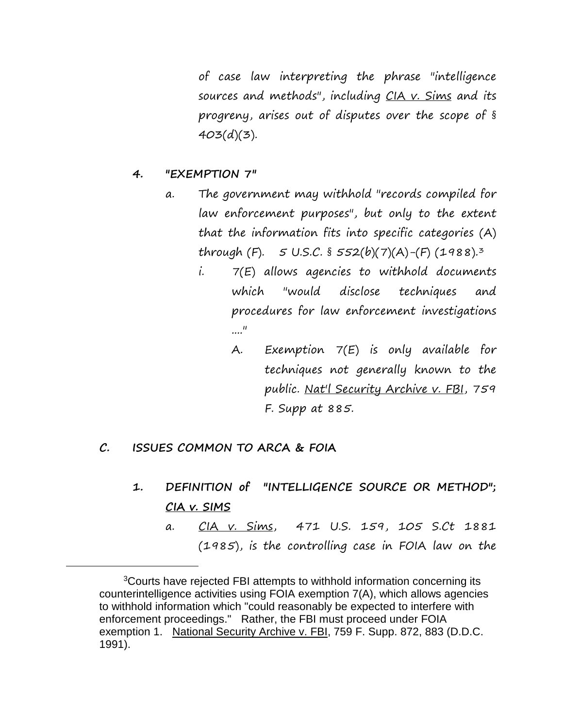of case law interpreting the phrase "intelligence sources and methods", including CIA v. Sims and its progreny, arises out of disputes over the scope of § 403(d)(3).

4. **"EXEMPTION 7"**

   a. The government may withhold "records compiled for law enforcement purposes", but only to the extent that the information fits into specific categories (A) through (F). 5 U.S.C. § 552(b)(7)(A)-(F) (1988).[3]

      i. 7(E) allows agencies to withhold documents which "would disclose techniques and procedures for law enforcement investigations ...."

         A. Exemption 7(E) is only available for techniques not generally known to the public. Nat'l Security Archive v. FBI, 759 F. Supp at 885.

## C. ISSUES COMMON TO ARCA & FOIA

1. **DEFINITION of "INTELLIGENCE SOURCE OR METHOD"; CIA v. SIMS**

   a. CIA v. Sims, 471 U.S. 159, 105 S.Ct 1881 (1985), is the controlling case in FOIA law on the

---

[3] Courts have rejected FBI attempts to withhold information concerning its counterintelligence activities using FOIA exemption 7(A), which allows agencies to withhold information which "could reasonably be expected to interfere with enforcement proceedings." Rather, the FBI must proceed under FOIA exemption 1. National Security Archive v. FBI, 759 F. Supp. 872, 883 (D.D.C. 1991).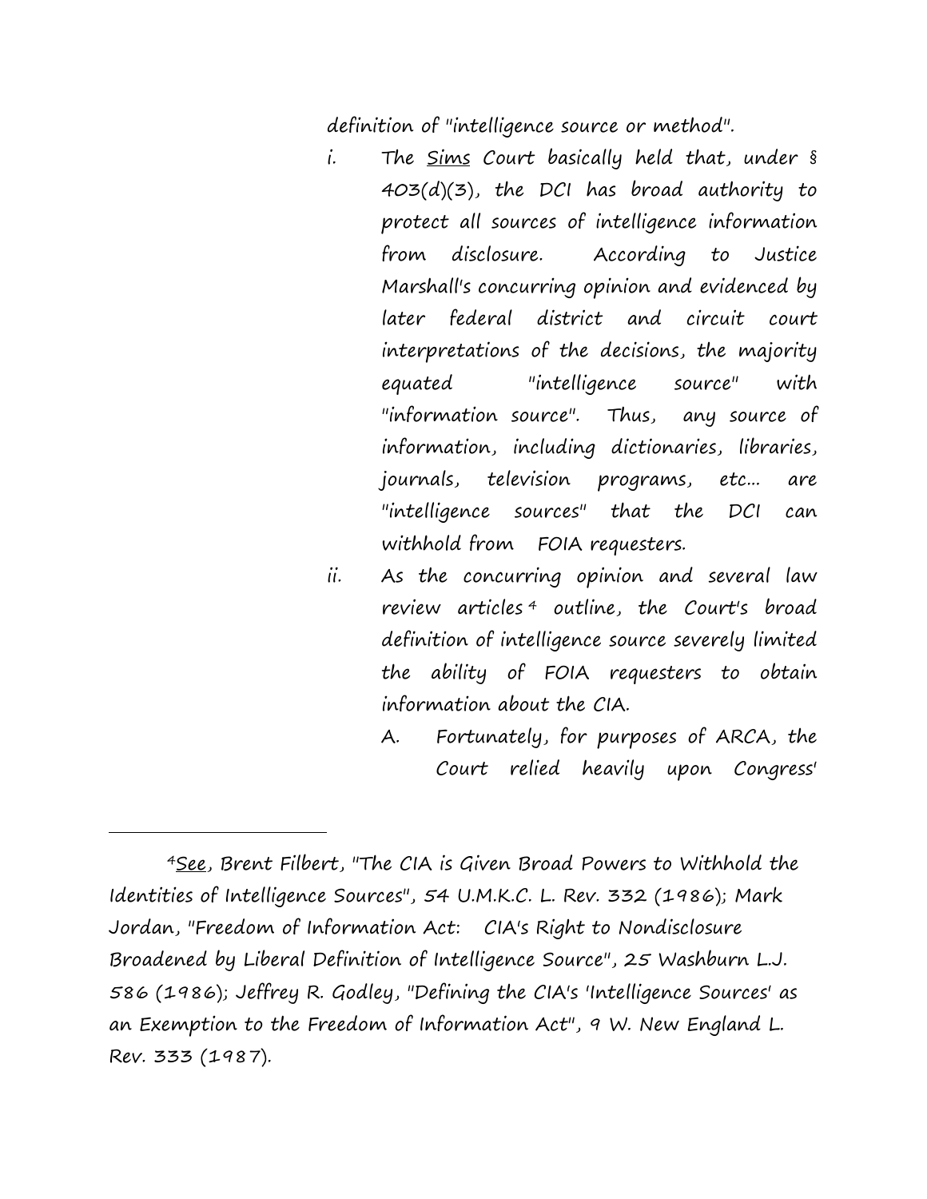definition of "intelligence source or method".

i. The <u>Sims</u> Court basically held that, under § 403(d)(3), the DCI has broad authority to protect all sources of intelligence information from disclosure. According to Justice Marshall's concurring opinion and evidenced by later federal district and circuit court interpretations of the decisions, the majority equated "intelligence source" with "information source". Thus, any source of information, including dictionaries, libraries, journals, television programs, etc... are "intelligence sources" that the DCI can withhold from FOIA requesters.

ii. As the concurring opinion and several law review articles[4] outline, the Court's broad definition of intelligence source severely limited the ability of FOIA requesters to obtain information about the CIA.

   A. Fortunately, for purposes of ARCA, the Court relied heavily upon Congress'

---

[4] <u>See</u>, Brent Filbert, "The CIA is Given Broad Powers to Withhold the Identities of Intelligence Sources", 54 U.M.K.C. L. Rev. 332 (1986); Mark Jordan, "Freedom of Information Act: CIA's Right to Nondisclosure Broadened by Liberal Definition of Intelligence Source", 25 Washburn L.J. 586 (1986); Jeffrey R. Godley, "Defining the CIA's 'Intelligence Sources' as an Exemption to the Freedom of Information Act", 9 W. New England L. Rev. 333 (1987).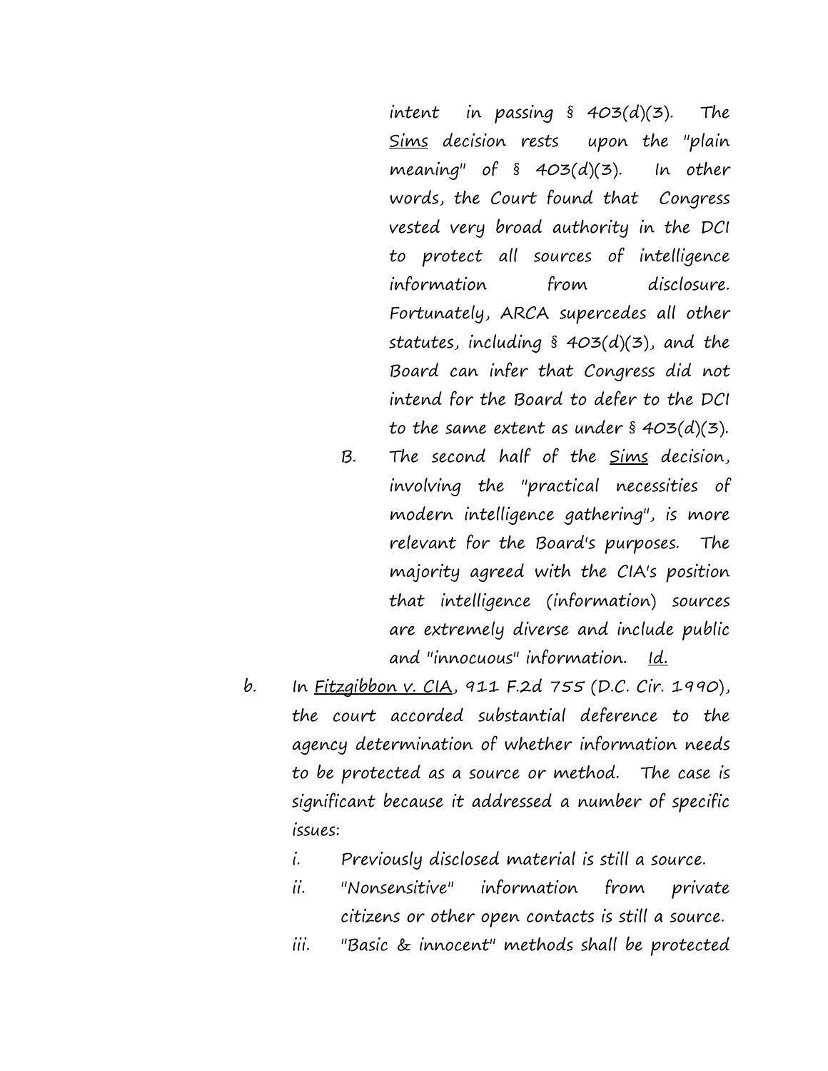intent in passing § 403(d)(3). The Sims decision rests upon the "plain meaning" of § 403(d)(3). In other words, the Court found that Congress vested very broad authority in the DCI to protect all sources of intelligence information from disclosure. Fortunately, ARCA supercedes all other statutes, including § 403(d)(3), and the Board can infer that Congress did not intend for the Board to defer to the DCI to the same extent as under § 403(d)(3).

B. The second half of the Sims decision, involving the "practical necessities of modern intelligence gathering", is more relevant for the Board's purposes. The majority agreed with the CIA's position that intelligence (information) sources are extremely diverse and include public and "innocuous" information. Id.

b. In Fitzgibbon v. CIA, 911 F.2d 755 (D.C. Cir. 1990), the court accorded substantial deference to the agency determination of whether information needs to be protected as a source or method. The case is significant because it addressed a number of specific issues:

i. Previously disclosed material is still a source.

ii. "Nonsensitive" information from private citizens or other open contacts is still a source.

iii. "Basic & innocent" methods shall be protected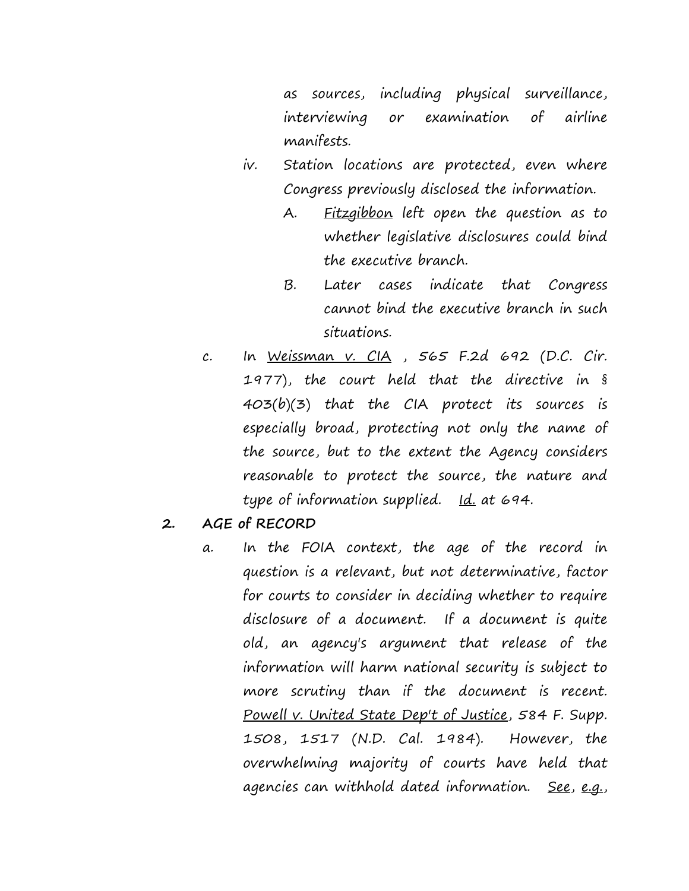as sources, including physical surveillance, interviewing or examination of airline manifests.

iv. Station locations are protected, even where Congress previously disclosed the information.

   A. Fitzgibbon left open the question as to whether legislative disclosures could bind the executive branch.

   B. Later cases indicate that Congress cannot bind the executive branch in such situations.

c. In Weissman v. CIA , 565 F.2d 692 (D.C. Cir. 1977), the court held that the directive in § 403(b)(3) that the CIA protect its sources is especially broad, protecting not only the name of the source, but to the extent the Agency considers reasonable to protect the source, the nature and type of information supplied. Id. at 694.

**2. AGE of RECORD**

a. In the FOIA context, the age of the record in question is a relevant, but not determinative, factor for courts to consider in deciding whether to require disclosure of a document. If a document is quite old, an agency's argument that release of the information will harm national security is subject to more scrutiny than if the document is recent. Powell v. United State Dep't of Justice, 584 F. Supp. 1508, 1517 (N.D. Cal. 1984). However, the overwhelming majority of courts have held that agencies can withhold dated information. See, e.g.,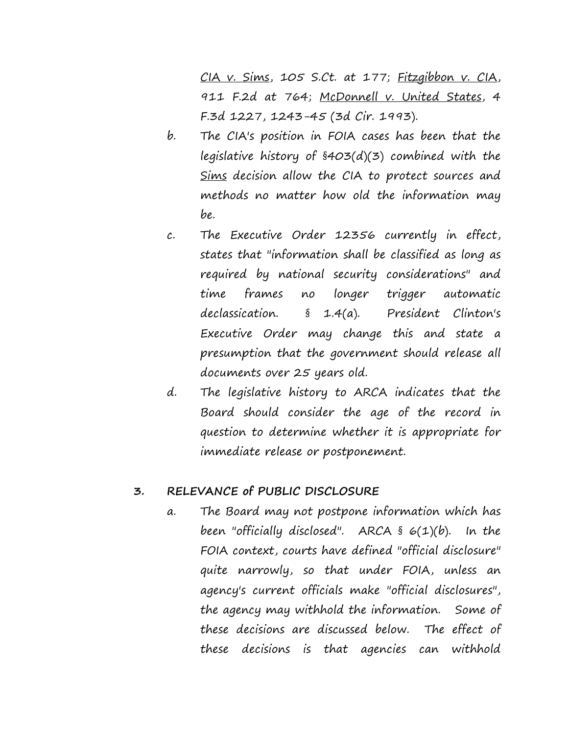CIA v. Sims, 105 S.Ct. at 177; Fitzgibbon v. CIA, 911 F.2d at 764; McDonnell v. United States, 4 F.3d 1227, 1243-45 (3d Cir. 1993).

b. The CIA's position in FOIA cases has been that the legislative history of §403(d)(3) combined with the Sims decision allow the CIA to protect sources and methods no matter how old the information may be.

c. The Executive Order 12356 currently in effect, states that "information shall be classified as long as required by national security considerations" and time frames no longer trigger automatic declassication. § 1.4(a). President Clinton's Executive Order may change this and state a presumption that the government should release all documents over 25 years old.

d. The legislative history to ARCA indicates that the Board should consider the age of the record in question to determine whether it is appropriate for immediate release or postponement.

## 3. RELEVANCE of PUBLIC DISCLOSURE

a. The Board may not postpone information which has been "officially disclosed". ARCA § 6(1)(b). In the FOIA context, courts have defined "official disclosure" quite narrowly, so that under FOIA, unless an agency's current officials make "official disclosures", the agency may withhold the information. Some of these decisions are discussed below. The effect of these decisions is that agencies can withhold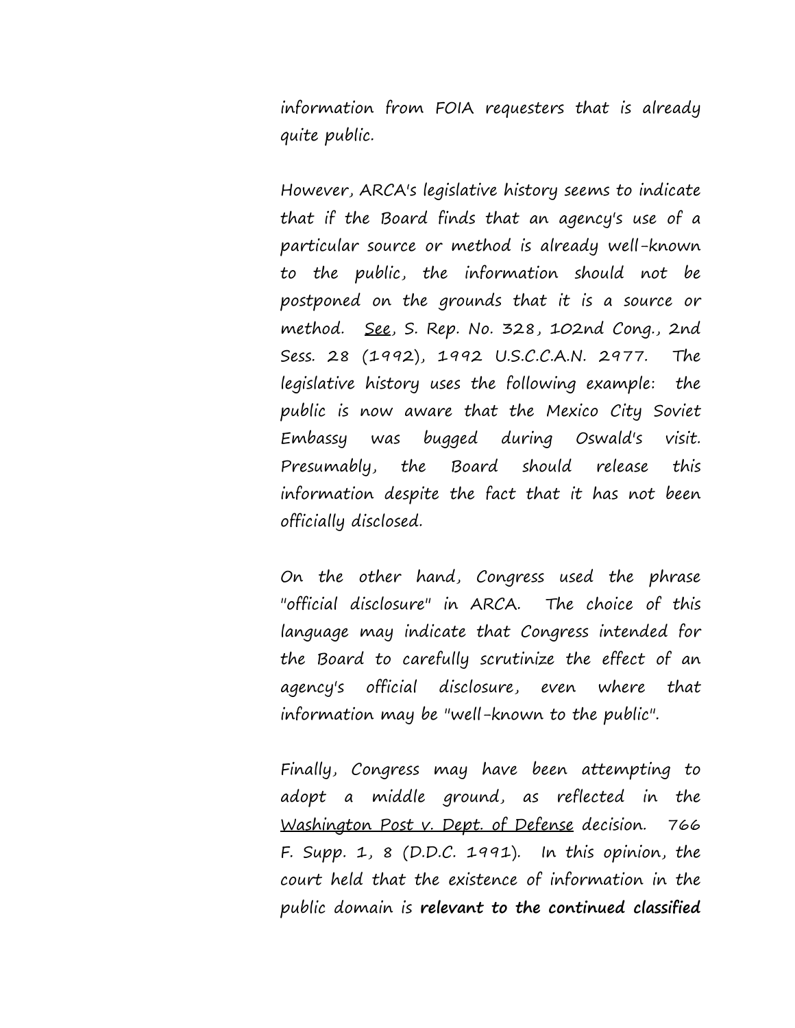information from FOIA requesters that is already quite public.

However, ARCA's legislative history seems to indicate that if the Board finds that an agency's use of a particular source or method is already well-known to the public, the information should not be postponed on the grounds that it is a source or method. <u>See</u>, S. Rep. No. 328, 102nd Cong., 2nd Sess. 28 (1992), 1992 U.S.C.C.A.N. 2977. The legislative history uses the following example: the public is now aware that the Mexico City Soviet Embassy was bugged during Oswald's visit. Presumably, the Board should release this information despite the fact that it has not been officially disclosed.

On the other hand, Congress used the phrase "official disclosure" in ARCA. The choice of this language may indicate that Congress intended for the Board to carefully scrutinize the effect of an agency's official disclosure, even where that information may be "well-known to the public".

Finally, Congress may have been attempting to adopt a middle ground, as reflected in the <u>Washington Post v. Dept. of Defense</u> decision. 766 F. Supp. 1, 8 (D.D.C. 1991). In this opinion, the court held that the existence of information in the public domain is **relevant to the continued classified**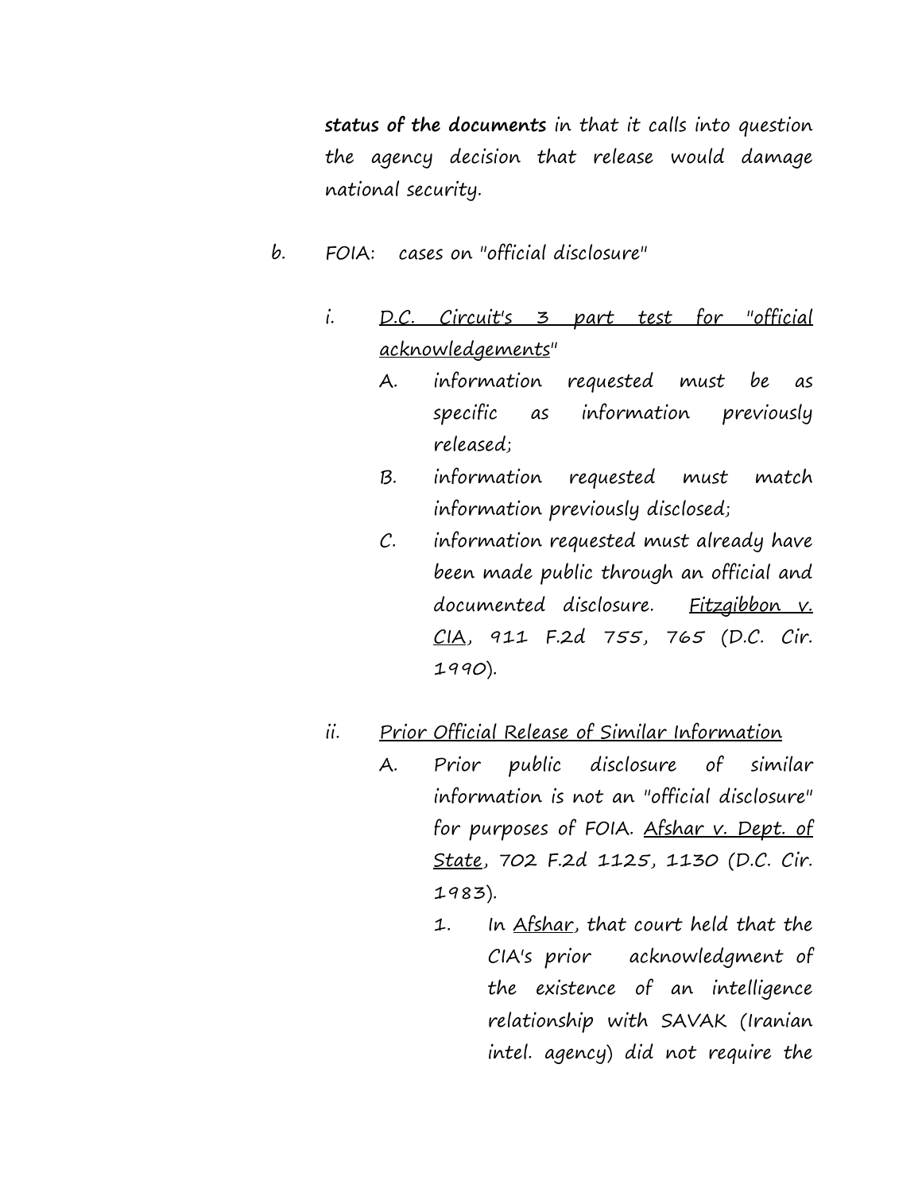**status of the documents** in that it calls into question the agency decision that release would damage national security.

b. FOIA: cases on "official disclosure"

   i. <u>D.C. Circuit's 3 part test for "official acknowledgements"</u>

      A. information requested must be as specific as information previously released;

      B. information requested must match information previously disclosed;

      C. information requested must already have been made public through an official and documented disclosure. <u>Fitzgibbon v. CIA</u>, 911 F.2d 755, 765 (D.C. Cir. 1990).

   ii. <u>Prior Official Release of Similar Information</u>

      A. Prior public disclosure of similar information is not an "official disclosure" for purposes of FOIA. <u>Afshar v. Dept. of State</u>, 702 F.2d 1125, 1130 (D.C. Cir. 1983).

         1. In <u>Afshar</u>, that court held that the CIA's prior acknowledgment of the existence of an intelligence relationship with SAVAK (Iranian intel. agency) did not require the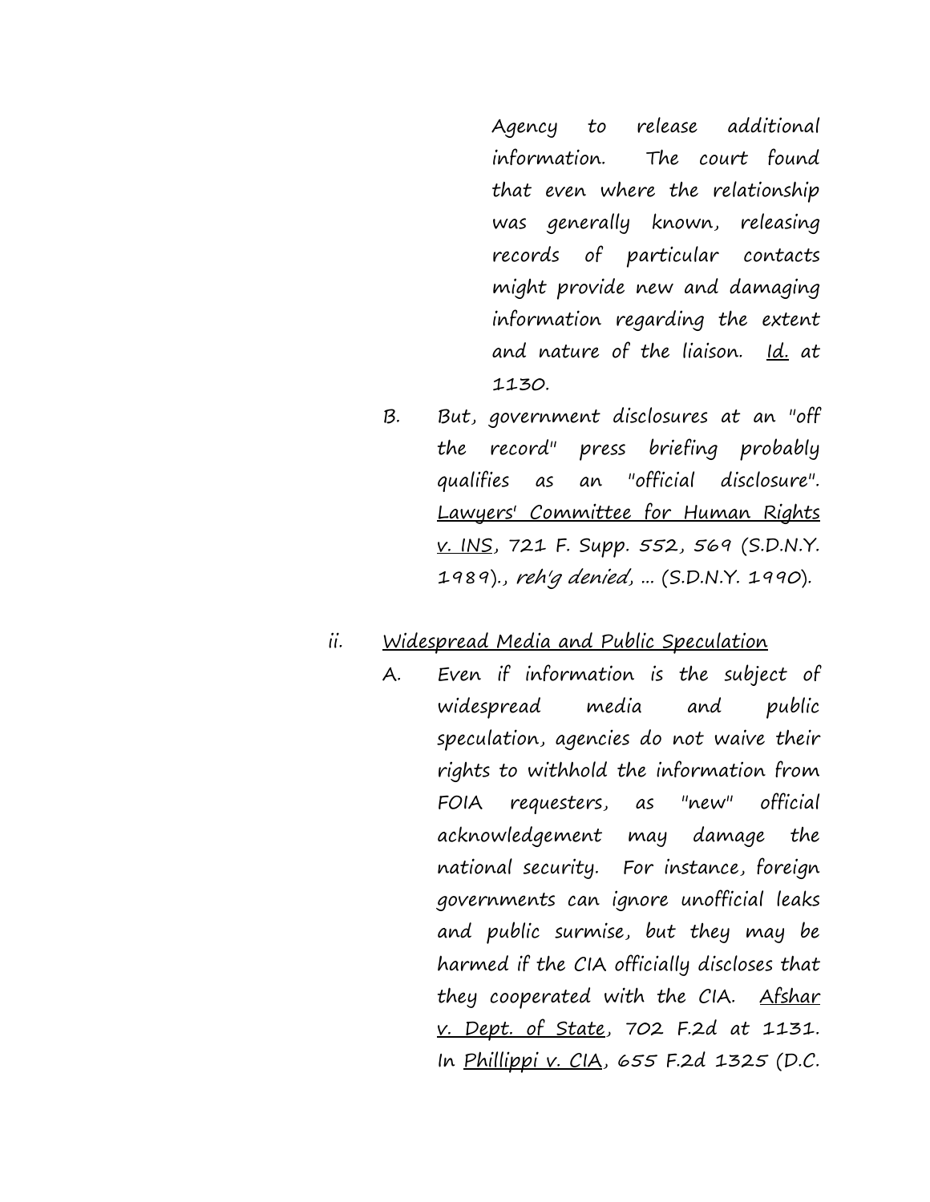Agency to release additional information. The court found that even where the relationship was generally known, releasing records of particular contacts might provide new and damaging information regarding the extent and nature of the liaison. Id. at 1130.

B. But, government disclosures at an "off the record" press briefing probably qualifies as an "official disclosure". Lawyers' Committee for Human Rights v. INS, 721 F. Supp. 552, 569 (S.D.N.Y. 1989)., *reh'g denied*, ... (S.D.N.Y. 1990).

ii. Widespread Media and Public Speculation

A. Even if information is the subject of widespread media and public speculation, agencies do not waive their rights to withhold the information from FOIA requesters, as "new" official acknowledgement may damage the national security. For instance, foreign governments can ignore unofficial leaks and public surmise, but they may be harmed if the CIA officially discloses that they cooperated with the CIA. Afshar v. Dept. of State, 702 F.2d at 1131. In Phillippi v. CIA, 655 F.2d 1325 (D.C.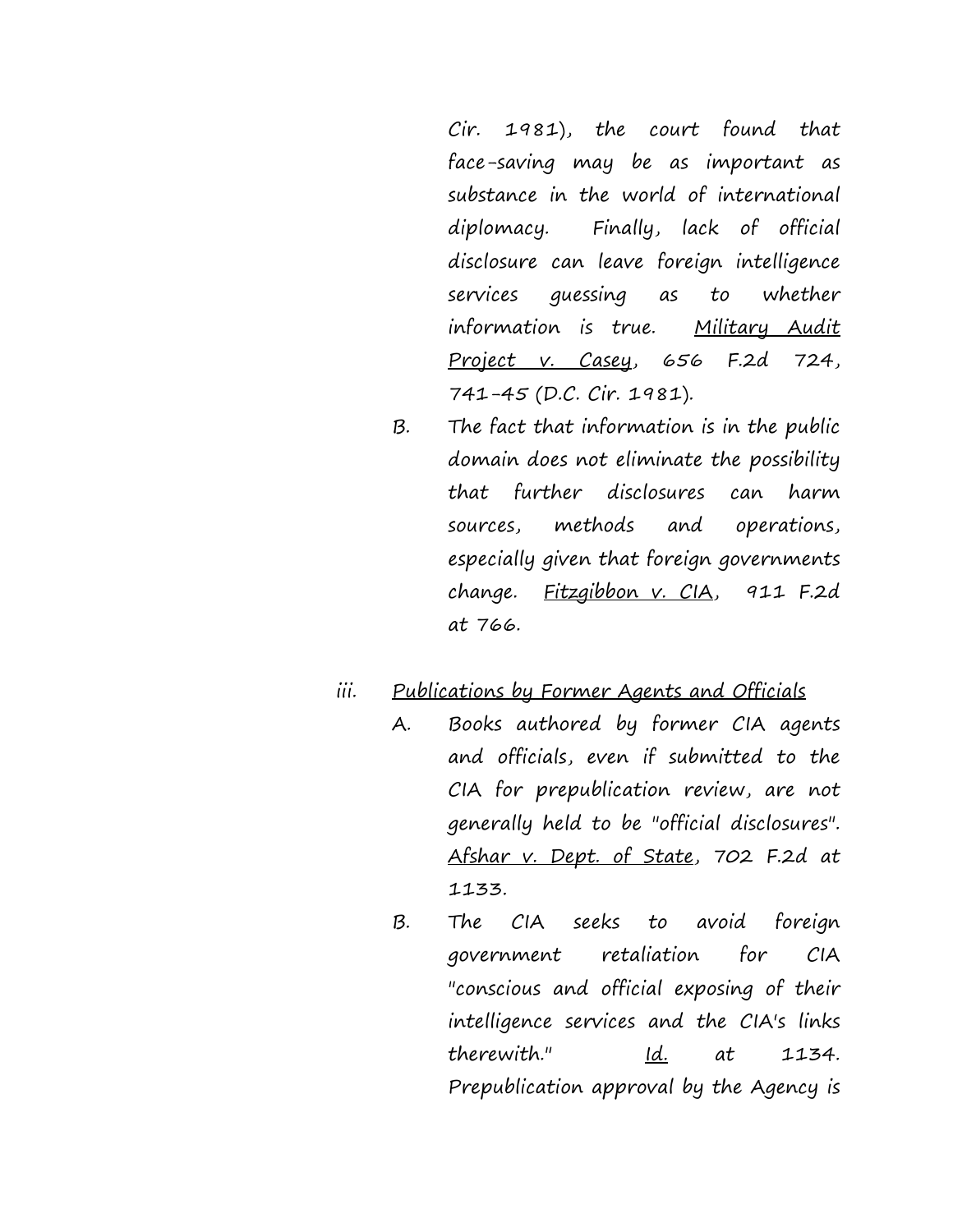Cir. 1981), the court found that face-saving may be as important as substance in the world of international diplomacy. Finally, lack of official disclosure can leave foreign intelligence services guessing as to whether information is true. Military Audit Project v. Casey, 656 F.2d 724, 741-45 (D.C. Cir. 1981).

B. The fact that information is in the public domain does not eliminate the possibility that further disclosures can harm sources, methods and operations, especially given that foreign governments change. Fitzgibbon v. CIA, 911 F.2d at 766.

iii. Publications by Former Agents and Officials

A. Books authored by former CIA agents and officials, even if submitted to the CIA for prepublication review, are not generally held to be "official disclosures". Afshar v. Dept. of State, 702 F.2d at 1133.

B. The CIA seeks to avoid foreign government retaliation for CIA "conscious and official exposing of their intelligence services and the CIA's links therewith." Id. at 1134. Prepublication approval by the Agency is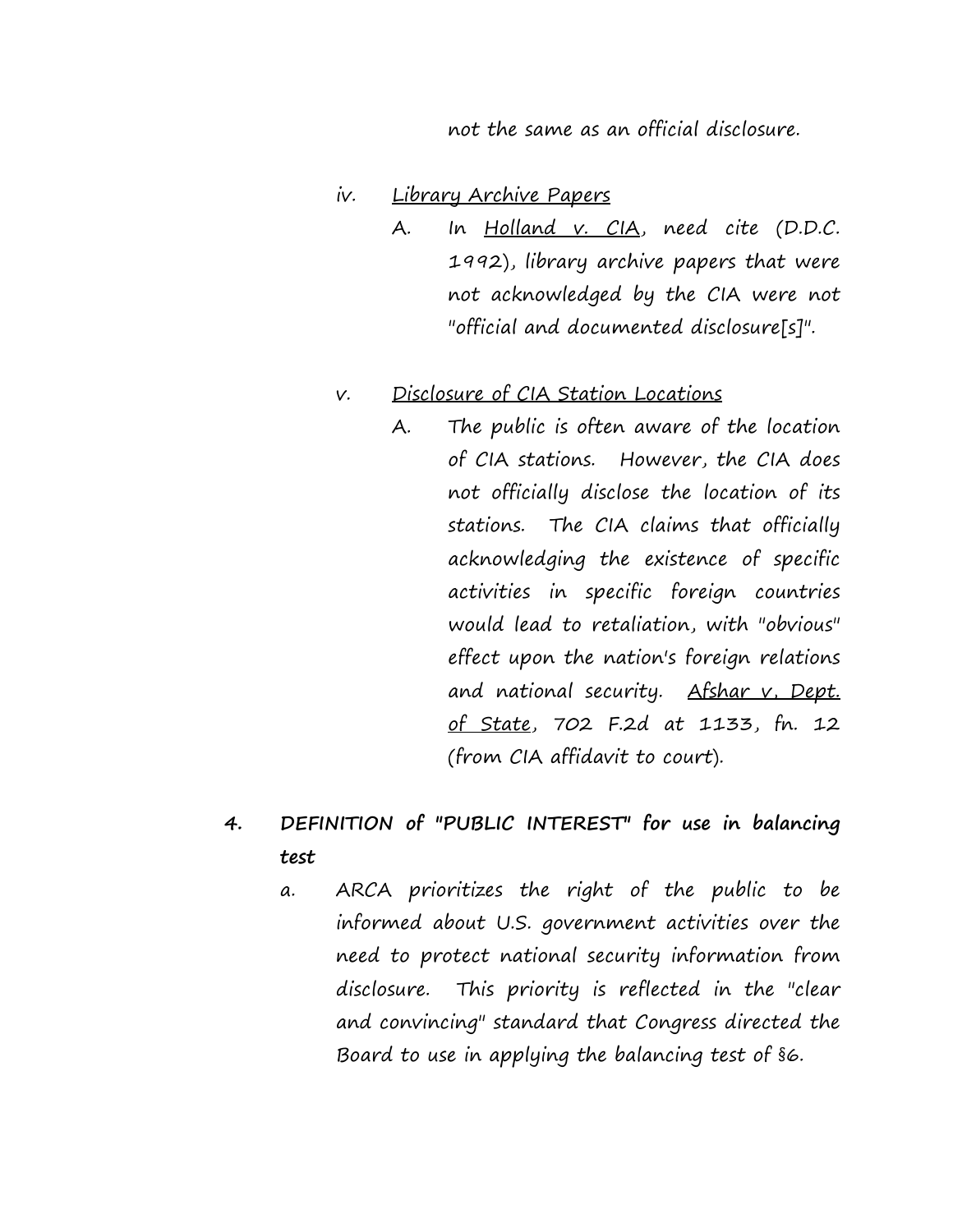not the same as an official disclosure.

iv. Library Archive Papers

A. In Holland v. CIA, need cite (D.D.C. 1992), library archive papers that were not acknowledged by the CIA were not "official and documented disclosure[s]".

v. Disclosure of CIA Station Locations

A. The public is often aware of the location of CIA stations. However, the CIA does not officially disclose the location of its stations. The CIA claims that officially acknowledging the existence of specific activities in specific foreign countries would lead to retaliation, with "obvious" effect upon the nation's foreign relations and national security. Afshar v. Dept. of State, 702 F.2d at 1133, fn. 12 (from CIA affidavit to court).

4. **DEFINITION of "PUBLIC INTEREST" for use in balancing test**

a. ARCA prioritizes the right of the public to be informed about U.S. government activities over the need to protect national security information from disclosure. This priority is reflected in the "clear and convincing" standard that Congress directed the Board to use in applying the balancing test of §6.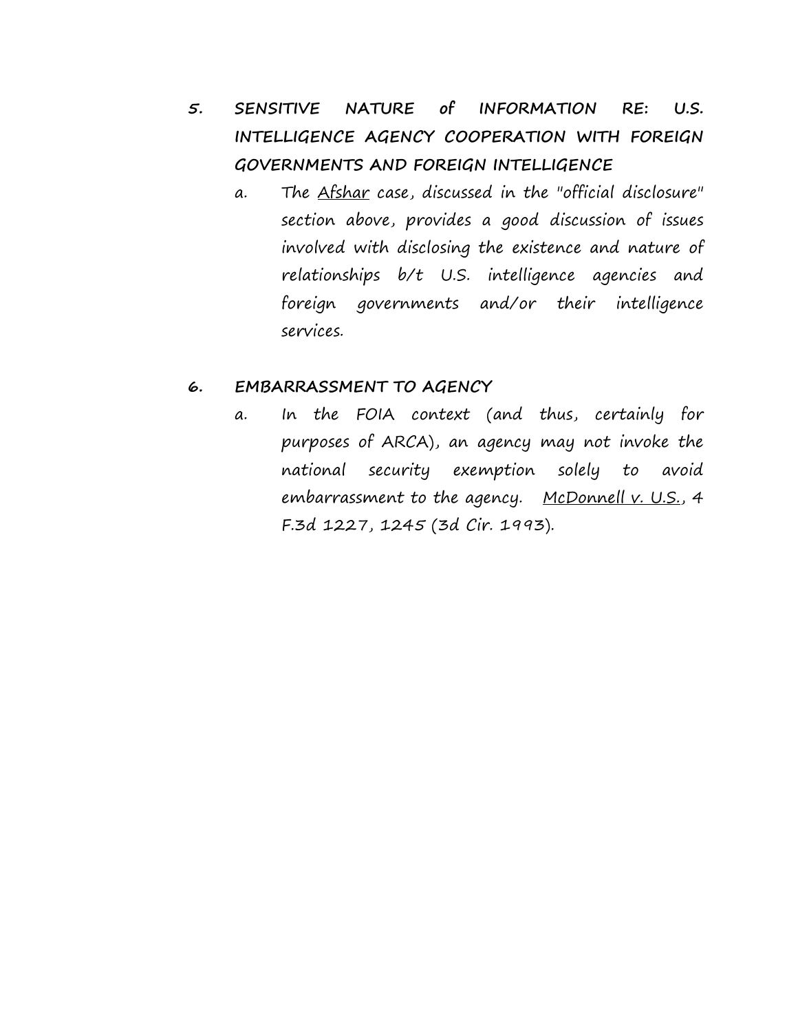5. **SENSITIVE NATURE of INFORMATION RE: U.S. INTELLIGENCE AGENCY COOPERATION WITH FOREIGN GOVERNMENTS AND FOREIGN INTELLIGENCE**

    a. The Afshar case, discussed in the "official disclosure" section above, provides a good discussion of issues involved with disclosing the existence and nature of relationships b/t U.S. intelligence agencies and foreign governments and/or their intelligence services.

6. **EMBARRASSMENT TO AGENCY**

    a. In the FOIA context (and thus, certainly for purposes of ARCA), an agency may not invoke the national security exemption solely to avoid embarrassment to the agency. McDonnell v. U.S., 4 F.3d 1227, 1245 (3d Cir. 1993).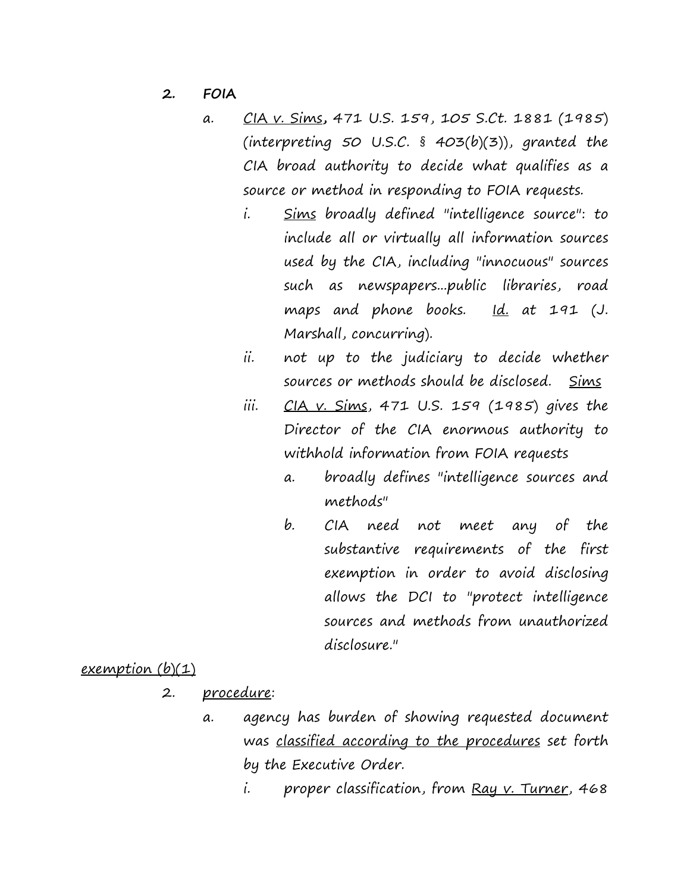2. **FOIA**

   a. <u>CIA v. Sims</u>, 471 U.S. 159, 105 S.Ct. 1881 (1985) (interpreting 50 U.S.C. § 403(b)(3)), granted the CIA broad authority to decide what qualifies as a source or method in responding to FOIA requests.

      i. <u>Sims</u> broadly defined "intelligence source": to include all or virtually all information sources used by the CIA, including "innocuous" sources such as newspapers...public libraries, road maps and phone books. <u>Id.</u> at 191 (J. Marshall, concurring).

      ii. not up to the judiciary to decide whether sources or methods should be disclosed. <u>Sims</u>

      iii. <u>CIA v. Sims</u>, 471 U.S. 159 (1985) gives the Director of the CIA enormous authority to withhold information from FOIA requests

         a. broadly defines "intelligence sources and methods"

         b. CIA need not meet any of the substantive requirements of the first exemption in order to avoid disclosing allows the DCI to "protect intelligence sources and methods from unauthorized disclosure."

<u>exemption (b)(1)</u>

2. <u>procedure</u>:

   a. agency has burden of showing requested document was <u>classified according to the procedures</u> set forth by the Executive Order.

      i. proper classification, from <u>Ray v. Turner</u>, 468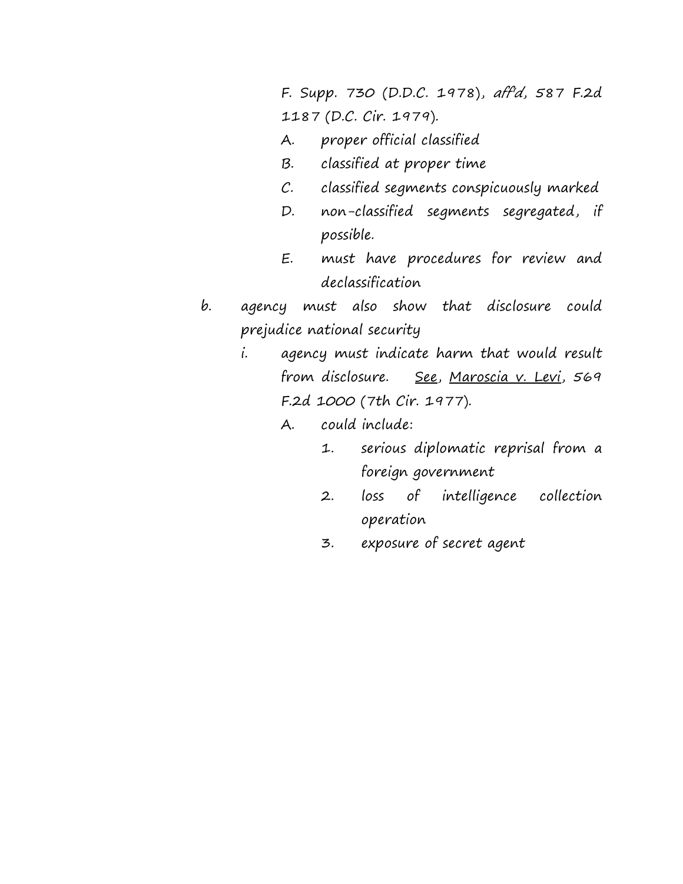F. Supp. 730 (D.D.C. 1978), *aff'd*, 587 F.2d 1187 (D.C. Cir. 1979).

- A. proper official classified
- B. classified at proper time
- C. classified segments conspicuously marked
- D. non-classified segments segregated, if possible.
- E. must have procedures for review and declassification

b. agency must also show that disclosure could prejudice national security

- i. agency must indicate harm that would result from disclosure. See, Maroscia v. Levi, 569 F.2d 1000 (7th Cir. 1977).
  - A. could include:
    1. serious diplomatic reprisal from a foreign government
    2. loss of intelligence collection operation
    3. exposure of secret agent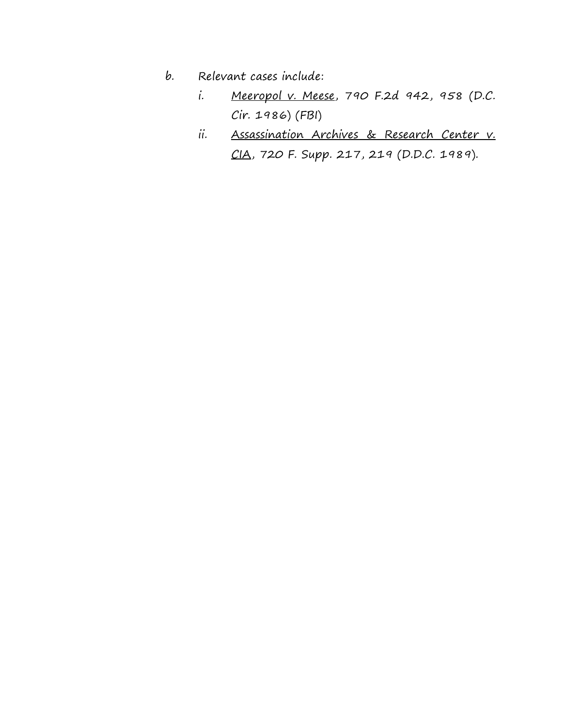b. Relevant cases include:

   i. <u>Meeropol v. Meese</u>, 790 F.2d 942, 958 (D.C. Cir. 1986) (FBI)

   ii. <u>Assassination Archives & Research Center v. CIA</u>, 720 F. Supp. 217, 219 (D.D.C. 1989).